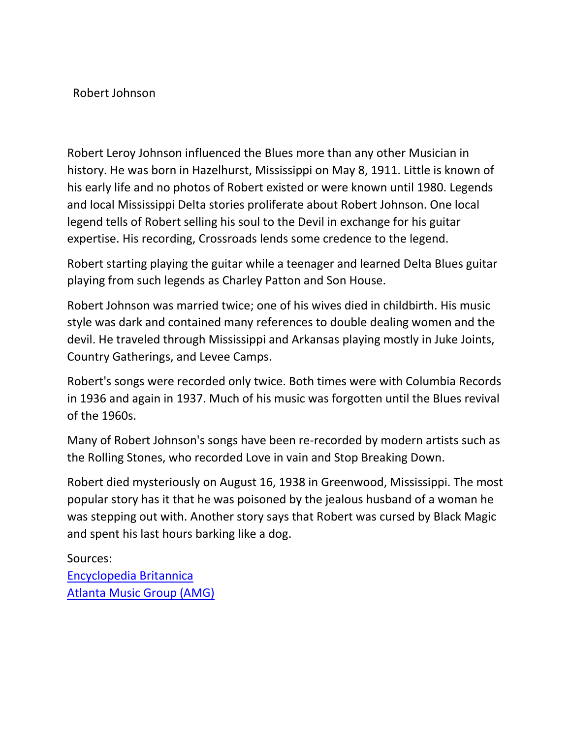# Robert Johnson

Robert Leroy Johnson influenced the Blues more than any other Musician in history. He was born in Hazelhurst, Mississippi on May 8, 1911. Little is known of his early life and no photos of Robert existed or were known until 1980. Legends and local Mississippi Delta stories proliferate about Robert Johnson. One local legend tells of Robert selling his soul to the Devil in exchange for his guitar expertise. His recording, Crossroads lends some credence to the legend.

Robert starting playing the guitar while a teenager and learned Delta Blues guitar playing from such legends as Charley Patton and Son House.

Robert Johnson was married twice; one of his wives died in childbirth. His music style was dark and contained many references to double dealing women and the devil. He traveled through Mississippi and Arkansas playing mostly in Juke Joints, Country Gatherings, and Levee Camps.

Robert's songs were recorded only twice. Both times were with Columbia Records in 1936 and again in 1937. Much of his music was forgotten until the Blues revival of the 1960s.

Many of Robert Johnson's songs have been re-recorded by modern artists such as the Rolling Stones, who recorded Love in vain and Stop Breaking Down.

Robert died mysteriously on August 16, 1938 in Greenwood, Mississippi. The most popular story has it that he was poisoned by the jealous husband of a woman he was stepping out with. Another story says that Robert was cursed by Black Magic and spent his last hours barking like a dog.

Sources:
Encyclopedia Britannica
Atlanta Music Group (AMG)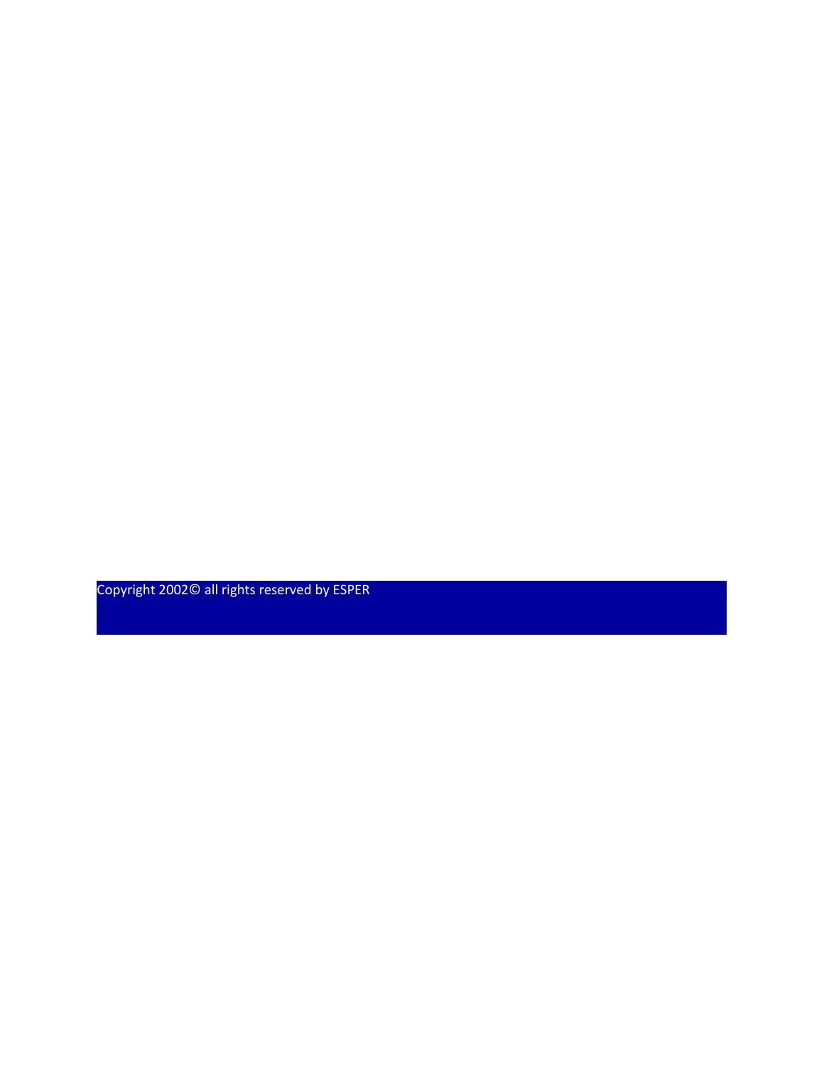Copyright 2002© all rights reserved by ESPER